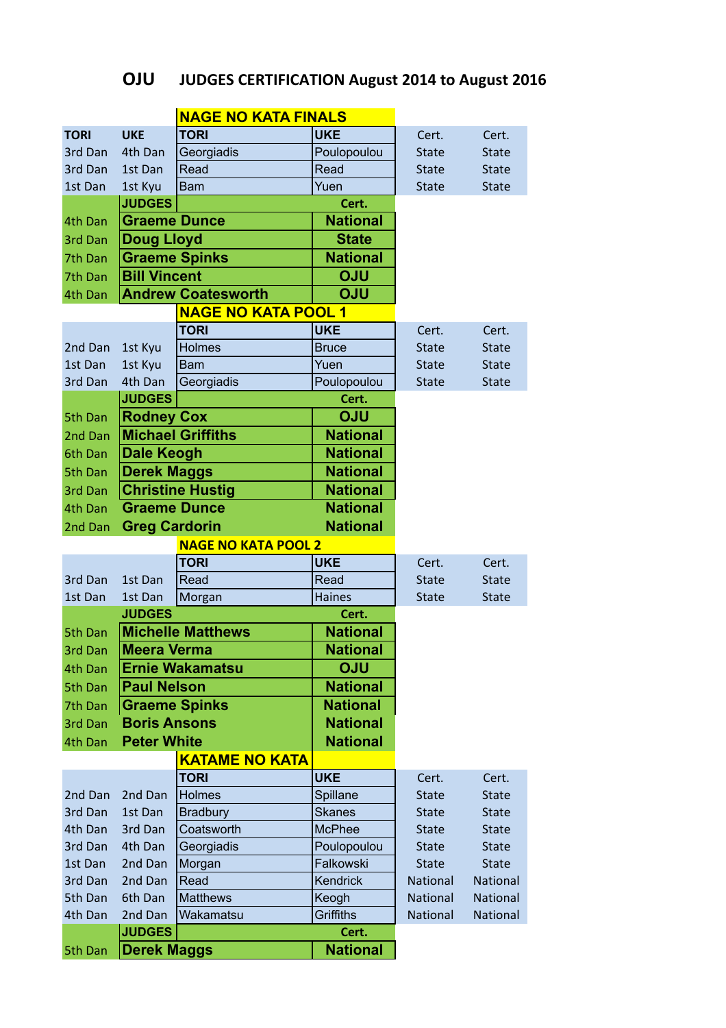# OJU JUDGES CERTIFICATION August 2014 to August 2016

## NAGE NO KATA FINALS

| TORI | UKE | TORI | UKE | Cert. | Cert. |
|---|---|---|---|---|---|
| 3rd Dan | 4th Dan | Georgiadis | Poulopoulou | State | State |
| 3rd Dan | 1st Dan | Read | Read | State | State |
| 1st Dan | 1st Kyu | Bam | Yuen | State | State |

| | JUDGES | Cert. |
|---|---|---|
| 4th Dan | **Graeme Dunce** | **National** |
| 3rd Dan | **Doug Lloyd** | **State** |
| 7th Dan | **Graeme Spinks** | **National** |
| 7th Dan | **Bill Vincent** | **OJU** |
| 4th Dan | **Andrew Coatesworth** | **OJU** |

## NAGE NO KATA POOL 1

| | | TORI | UKE | Cert. | Cert. |
|---|---|---|---|---|---|
| 2nd Dan | 1st Kyu | Holmes | Bruce | State | State |
| 1st Dan | 1st Kyu | Bam | Yuen | State | State |
| 3rd Dan | 4th Dan | Georgiadis | Poulopoulou | State | State |

| | JUDGES | Cert. |
|---|---|---|
| 5th Dan | **Rodney Cox** | **OJU** |
| 2nd Dan | **Michael Griffiths** | **National** |
| 6th Dan | **Dale Keogh** | **National** |
| 5th Dan | **Derek Maggs** | **National** |
| 3rd Dan | **Christine Hustig** | **National** |
| 4th Dan | **Graeme Dunce** | **National** |
| 2nd Dan | **Greg Cardorin** | **National** |

## NAGE NO KATA POOL 2

| | | TORI | UKE | Cert. | Cert. |
|---|---|---|---|---|---|
| 3rd Dan | 1st Dan | Read | Read | State | State |
| 1st Dan | 1st Dan | Morgan | Haines | State | State |

| | JUDGES | Cert. |
|---|---|---|
| 5th Dan | **Michelle Matthews** | **National** |
| 3rd Dan | **Meera Verma** | **National** |
| 4th Dan | **Ernie Wakamatsu** | **OJU** |
| 5th Dan | **Paul Nelson** | **National** |
| 7th Dan | **Graeme Spinks** | **National** |
| 3rd Dan | **Boris Ansons** | **National** |
| 4th Dan | **Peter White** | **National** |

## KATAME NO KATA

| | | TORI | UKE | Cert. | Cert. |
|---|---|---|---|---|---|
| 2nd Dan | 2nd Dan | Holmes | Spillane | State | State |
| 3rd Dan | 1st Dan | Bradbury | Skanes | State | State |
| 4th Dan | 3rd Dan | Coatsworth | McPhee | State | State |
| 3rd Dan | 4th Dan | Georgiadis | Poulopoulou | State | State |
| 1st Dan | 2nd Dan | Morgan | Falkowski | State | State |
| 3rd Dan | 2nd Dan | Read | Kendrick | National | National |
| 5th Dan | 6th Dan | Matthews | Keogh | National | National |
| 4th Dan | 2nd Dan | Wakamatsu | Griffiths | National | National |

| | JUDGES | Cert. |
|---|---|---|
| 5th Dan | **Derek Maggs** | **National** |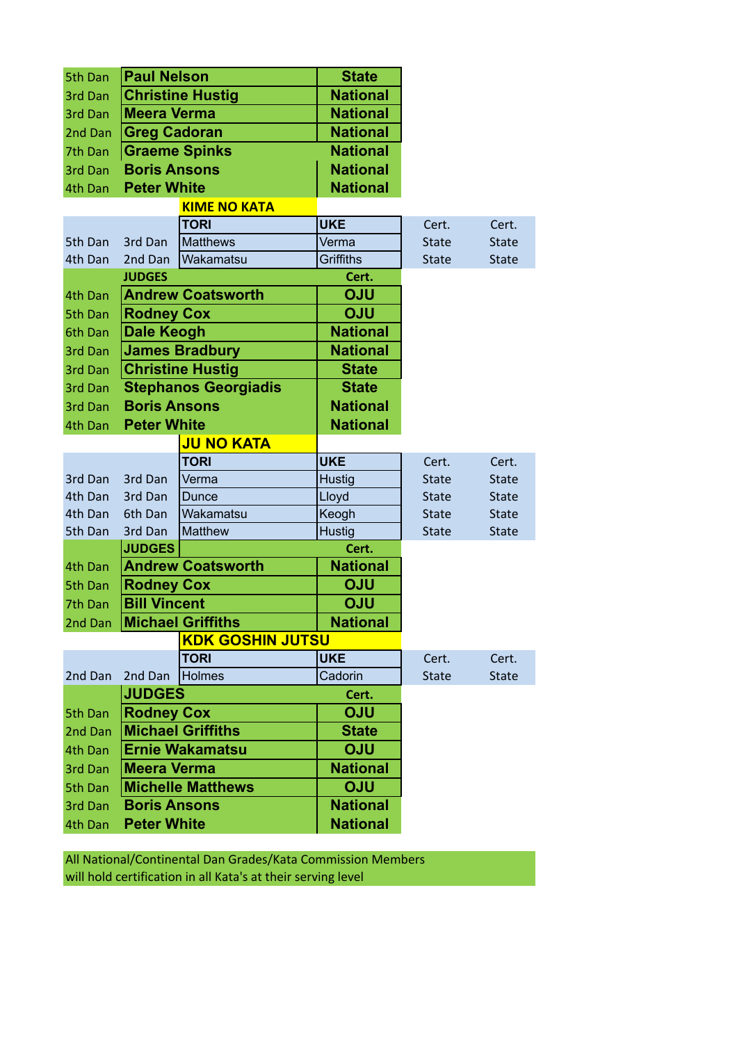| | | |
|---|---|---|
| 5th Dan | **Paul Nelson** | **State** |
| 3rd Dan | **Christine Hustig** | **National** |
| 3rd Dan | **Meera Verma** | **National** |
| 2nd Dan | **Greg Cadoran** | **National** |
| 7th Dan | **Graeme Spinks** | **National** |
| 3rd Dan | **Boris Ansons** | **National** |
| 4th Dan | **Peter White** | **National** |

## KIME NO KATA

| | | TORI | UKE | Cert. | Cert. |
|---|---|---|---|---|---|
| 5th Dan | 3rd Dan | Matthews | Verma | State | State |
| 4th Dan | 2nd Dan | Wakamatsu | Griffiths | State | State |

| | JUDGES | Cert. |
|---|---|---|
| 4th Dan | **Andrew Coatsworth** | **OJU** |
| 5th Dan | **Rodney Cox** | **OJU** |
| 6th Dan | **Dale Keogh** | **National** |
| 3rd Dan | **James Bradbury** | **National** |
| 3rd Dan | **Christine Hustig** | **State** |
| 3rd Dan | **Stephanos Georgiadis** | **State** |
| 3rd Dan | **Boris Ansons** | **National** |
| 4th Dan | **Peter White** | **National** |

## JU NO KATA

| | | TORI | UKE | Cert. | Cert. |
|---|---|---|---|---|---|
| 3rd Dan | 3rd Dan | Verma | Hustig | State | State |
| 4th Dan | 3rd Dan | Dunce | Lloyd | State | State |
| 4th Dan | 6th Dan | Wakamatsu | Keogh | State | State |
| 5th Dan | 3rd Dan | Matthew | Hustig | State | State |

| | JUDGES | Cert. |
|---|---|---|
| 4th Dan | **Andrew Coatsworth** | **National** |
| 5th Dan | **Rodney Cox** | **OJU** |
| 7th Dan | **Bill Vincent** | **OJU** |
| 2nd Dan | **Michael Griffiths** | **National** |

## KDK GOSHIN JUTSU

| | | TORI | UKE | Cert. | Cert. |
|---|---|---|---|---|---|
| 2nd Dan | 2nd Dan | Holmes | Cadorin | State | State |

| | JUDGES | Cert. |
|---|---|---|
| 5th Dan | **Rodney Cox** | **OJU** |
| 2nd Dan | **Michael Griffiths** | **State** |
| 4th Dan | **Ernie Wakamatsu** | **OJU** |
| 3rd Dan | **Meera Verma** | **National** |
| 5th Dan | **Michelle Matthews** | **OJU** |
| 3rd Dan | **Boris Ansons** | **National** |
| 4th Dan | **Peter White** | **National** |

All National/Continental Dan Grades/Kata Commission Members
will hold certification in all Kata's at their serving level